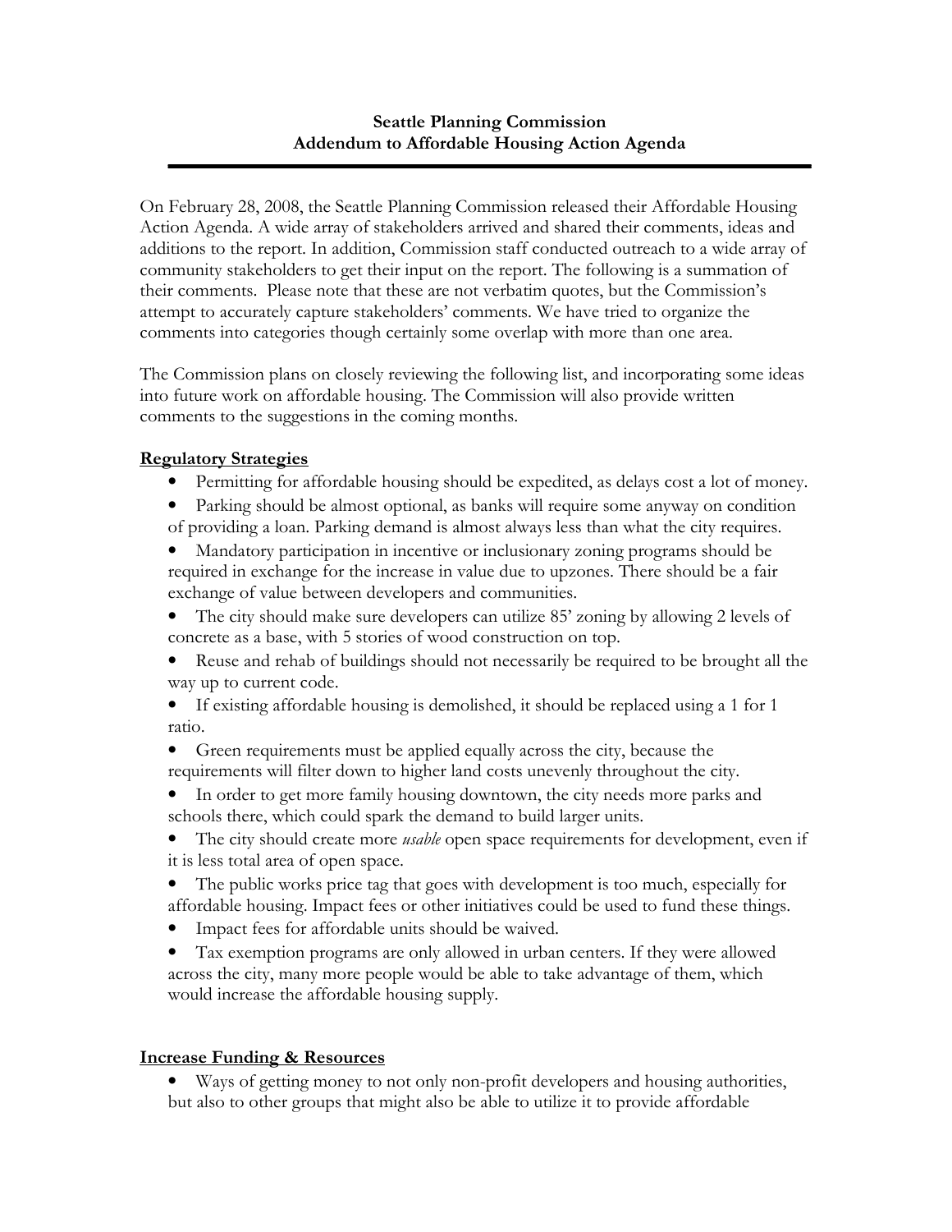# Seattle Planning Commission
## Addendum to Affordable Housing Action Agenda

On February 28, 2008, the Seattle Planning Commission released their Affordable Housing Action Agenda. A wide array of stakeholders arrived and shared their comments, ideas and additions to the report. In addition, Commission staff conducted outreach to a wide array of community stakeholders to get their input on the report. The following is a summation of their comments. Please note that these are not verbatim quotes, but the Commission's attempt to accurately capture stakeholders' comments. We have tried to organize the comments into categories though certainly some overlap with more than one area.

The Commission plans on closely reviewing the following list, and incorporating some ideas into future work on affordable housing. The Commission will also provide written comments to the suggestions in the coming months.

### Regulatory Strategies

- Permitting for affordable housing should be expedited, as delays cost a lot of money.
- Parking should be almost optional, as banks will require some anyway on condition of providing a loan. Parking demand is almost always less than what the city requires.
- Mandatory participation in incentive or inclusionary zoning programs should be required in exchange for the increase in value due to upzones. There should be a fair exchange of value between developers and communities.
- The city should make sure developers can utilize 85' zoning by allowing 2 levels of concrete as a base, with 5 stories of wood construction on top.
- Reuse and rehab of buildings should not necessarily be required to be brought all the way up to current code.
- If existing affordable housing is demolished, it should be replaced using a 1 for 1 ratio.
- Green requirements must be applied equally across the city, because the requirements will filter down to higher land costs unevenly throughout the city.
- In order to get more family housing downtown, the city needs more parks and schools there, which could spark the demand to build larger units.
- The city should create more *usable* open space requirements for development, even if it is less total area of open space.
- The public works price tag that goes with development is too much, especially for affordable housing. Impact fees or other initiatives could be used to fund these things.
- Impact fees for affordable units should be waived.
- Tax exemption programs are only allowed in urban centers. If they were allowed across the city, many more people would be able to take advantage of them, which would increase the affordable housing supply.

### Increase Funding & Resources

- Ways of getting money to not only non-profit developers and housing authorities, but also to other groups that might also be able to utilize it to provide affordable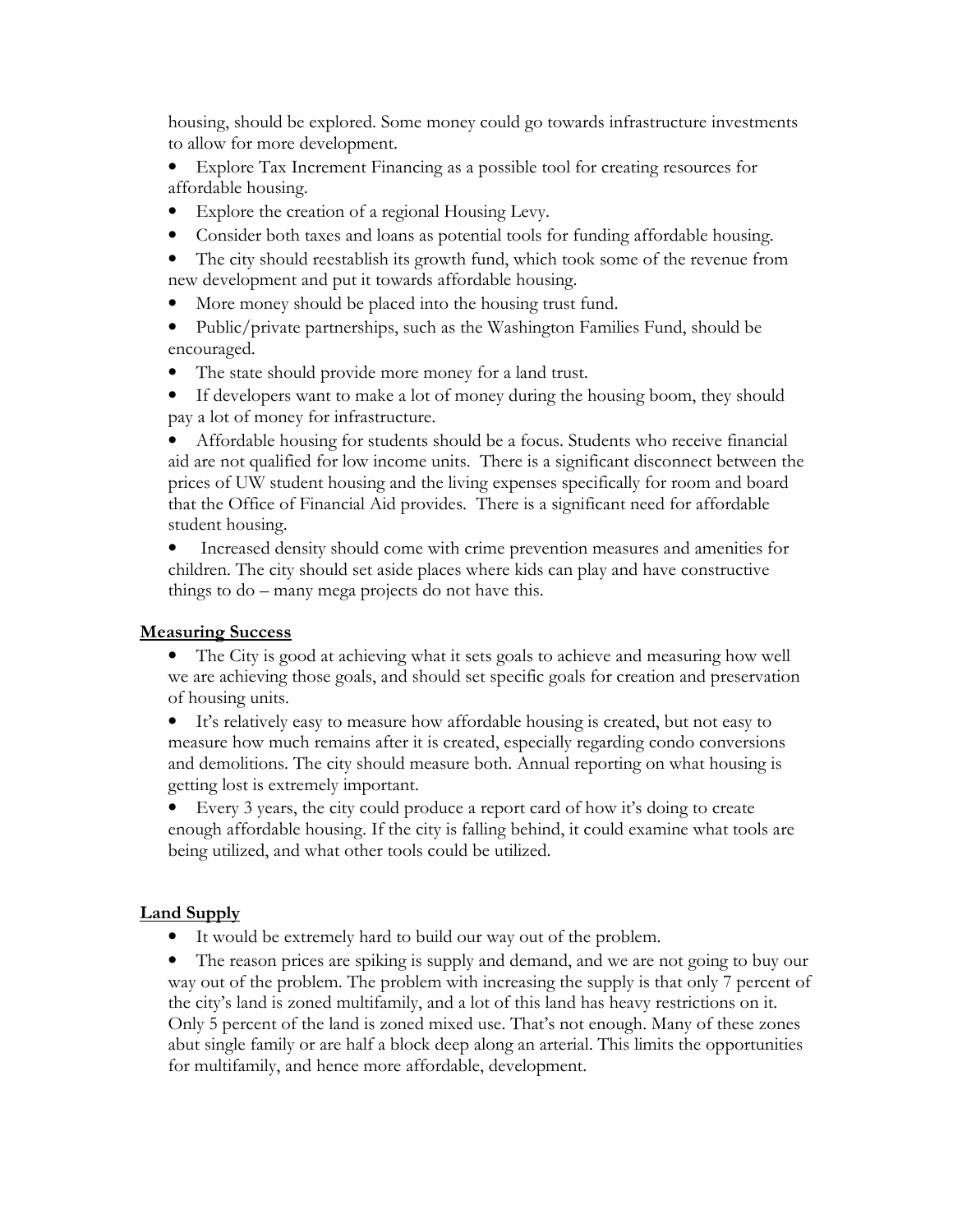housing, should be explored. Some money could go towards infrastructure investments to allow for more development.

- Explore Tax Increment Financing as a possible tool for creating resources for affordable housing.
- Explore the creation of a regional Housing Levy.
- Consider both taxes and loans as potential tools for funding affordable housing.
- The city should reestablish its growth fund, which took some of the revenue from new development and put it towards affordable housing.
- More money should be placed into the housing trust fund.
- Public/private partnerships, such as the Washington Families Fund, should be encouraged.
- The state should provide more money for a land trust.
- If developers want to make a lot of money during the housing boom, they should pay a lot of money for infrastructure.
- Affordable housing for students should be a focus. Students who receive financial aid are not qualified for low income units. There is a significant disconnect between the prices of UW student housing and the living expenses specifically for room and board that the Office of Financial Aid provides. There is a significant need for affordable student housing.
- Increased density should come with crime prevention measures and amenities for children. The city should set aside places where kids can play and have constructive things to do – many mega projects do not have this.

## Measuring Success

- The City is good at achieving what it sets goals to achieve and measuring how well we are achieving those goals, and should set specific goals for creation and preservation of housing units.
- It's relatively easy to measure how affordable housing is created, but not easy to measure how much remains after it is created, especially regarding condo conversions and demolitions. The city should measure both. Annual reporting on what housing is getting lost is extremely important.
- Every 3 years, the city could produce a report card of how it's doing to create enough affordable housing. If the city is falling behind, it could examine what tools are being utilized, and what other tools could be utilized.

## Land Supply

- It would be extremely hard to build our way out of the problem.
- The reason prices are spiking is supply and demand, and we are not going to buy our way out of the problem. The problem with increasing the supply is that only 7 percent of the city's land is zoned multifamily, and a lot of this land has heavy restrictions on it. Only 5 percent of the land is zoned mixed use. That's not enough. Many of these zones abut single family or are half a block deep along an arterial. This limits the opportunities for multifamily, and hence more affordable, development.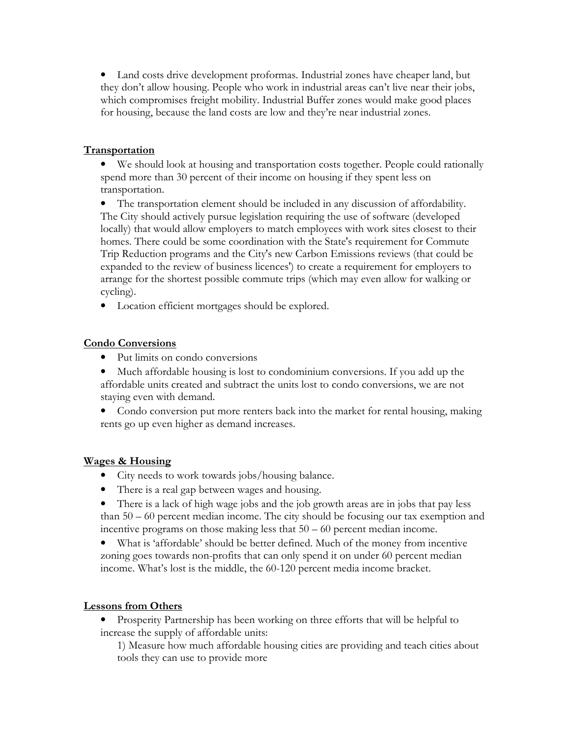- Land costs drive development proformas. Industrial zones have cheaper land, but they don't allow housing. People who work in industrial areas can't live near their jobs, which compromises freight mobility. Industrial Buffer zones would make good places for housing, because the land costs are low and they're near industrial zones.

**Transportation**

- We should look at housing and transportation costs together. People could rationally spend more than 30 percent of their income on housing if they spent less on transportation.
- The transportation element should be included in any discussion of affordability. The City should actively pursue legislation requiring the use of software (developed locally) that would allow employers to match employees with work sites closest to their homes. There could be some coordination with the State's requirement for Commute Trip Reduction programs and the City's new Carbon Emissions reviews (that could be expanded to the review of business licences') to create a requirement for employers to arrange for the shortest possible commute trips (which may even allow for walking or cycling).
- Location efficient mortgages should be explored.

**Condo Conversions**

- Put limits on condo conversions
- Much affordable housing is lost to condominium conversions. If you add up the affordable units created and subtract the units lost to condo conversions, we are not staying even with demand.
- Condo conversion put more renters back into the market for rental housing, making rents go up even higher as demand increases.

**Wages & Housing**

- City needs to work towards jobs/housing balance.
- There is a real gap between wages and housing.
- There is a lack of high wage jobs and the job growth areas are in jobs that pay less than 50 – 60 percent median income. The city should be focusing our tax exemption and incentive programs on those making less that 50 – 60 percent median income.
- What is 'affordable' should be better defined. Much of the money from incentive zoning goes towards non-profits that can only spend it on under 60 percent median income. What's lost is the middle, the 60-120 percent media income bracket.

**Lessons from Others**

- Prosperity Partnership has been working on three efforts that will be helpful to increase the supply of affordable units:
  1) Measure how much affordable housing cities are providing and teach cities about tools they can use to provide more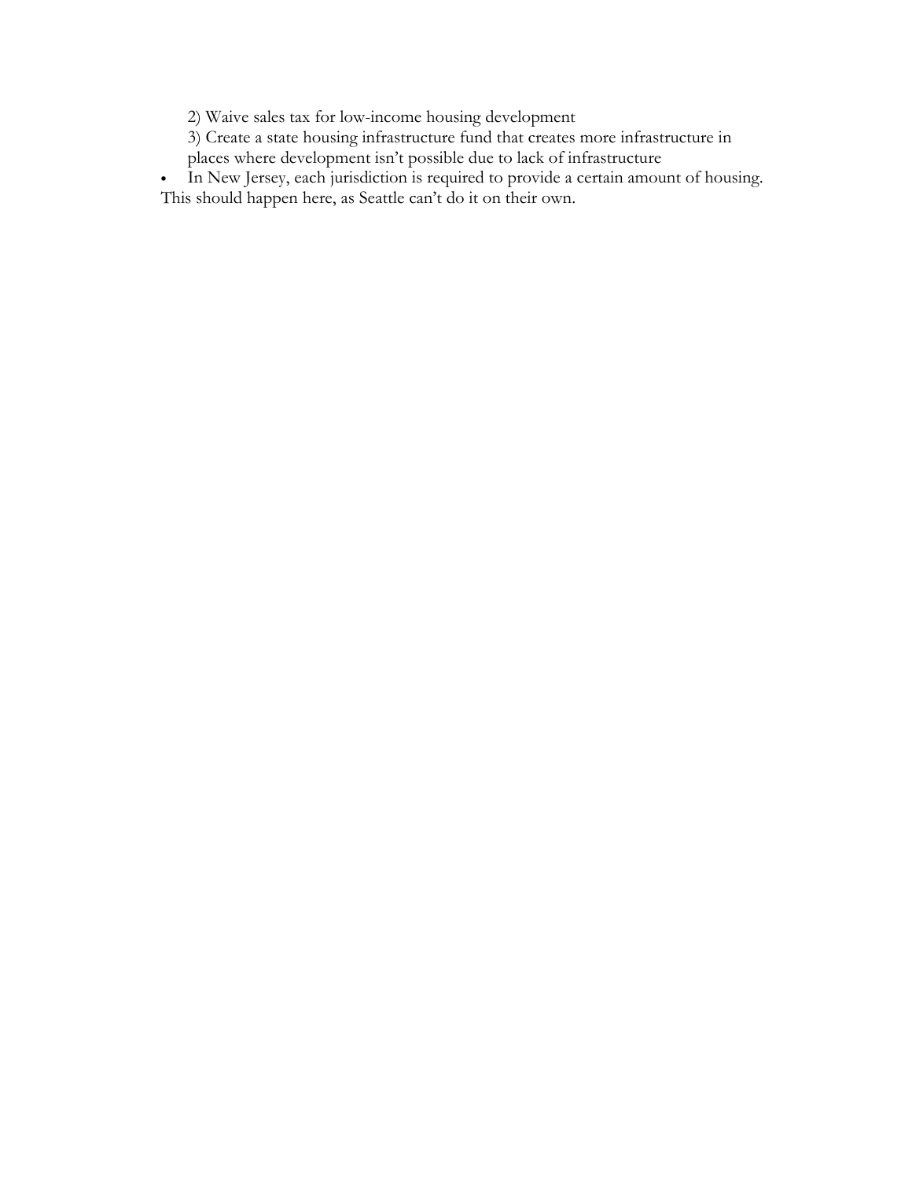2) Waive sales tax for low-income housing development

3) Create a state housing infrastructure fund that creates more infrastructure in places where development isn't possible due to lack of infrastructure

- In New Jersey, each jurisdiction is required to provide a certain amount of housing. This should happen here, as Seattle can't do it on their own.